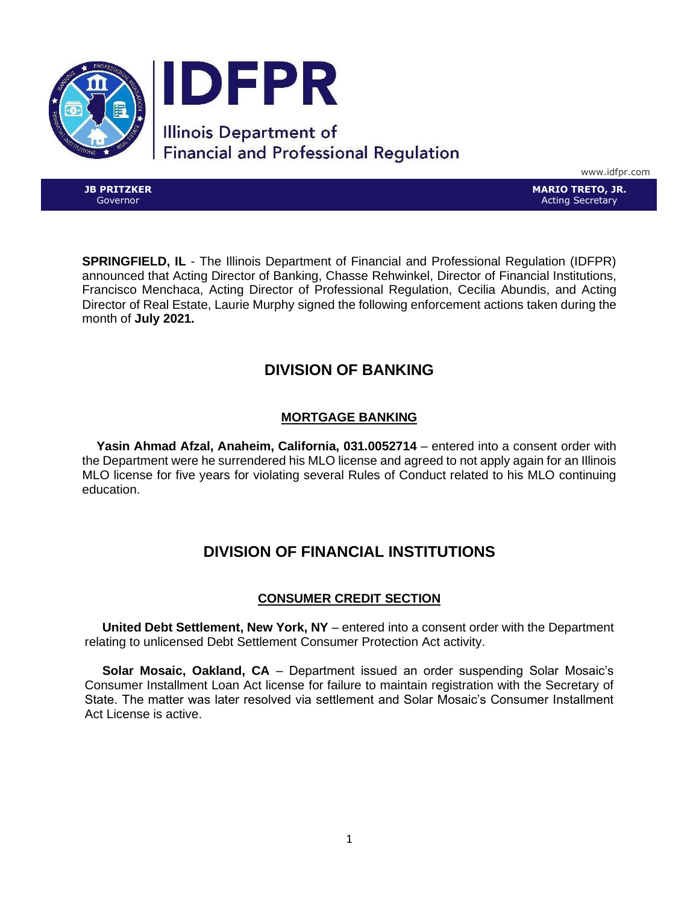# IDFPR

Illinois Department of Financial and Professional Regulation

www.idfpr.com

**JB PRITZKER**
Governor

**MARIO TRETO, JR.**
Acting Secretary

**SPRINGFIELD, IL** - The Illinois Department of Financial and Professional Regulation (IDFPR) announced that Acting Director of Banking, Chasse Rehwinkel, Director of Financial Institutions, Francisco Menchaca, Acting Director of Professional Regulation, Cecilia Abundis, and Acting Director of Real Estate, Laurie Murphy signed the following enforcement actions taken during the month of **July 2021.**

## DIVISION OF BANKING

### MORTGAGE BANKING

**Yasin Ahmad Afzal, Anaheim, California, 031.0052714** – entered into a consent order with the Department were he surrendered his MLO license and agreed to not apply again for an Illinois MLO license for five years for violating several Rules of Conduct related to his MLO continuing education.

## DIVISION OF FINANCIAL INSTITUTIONS

### CONSUMER CREDIT SECTION

**United Debt Settlement, New York, NY** – entered into a consent order with the Department relating to unlicensed Debt Settlement Consumer Protection Act activity.

**Solar Mosaic, Oakland, CA** – Department issued an order suspending Solar Mosaic's Consumer Installment Loan Act license for failure to maintain registration with the Secretary of State. The matter was later resolved via settlement and Solar Mosaic's Consumer Installment Act License is active.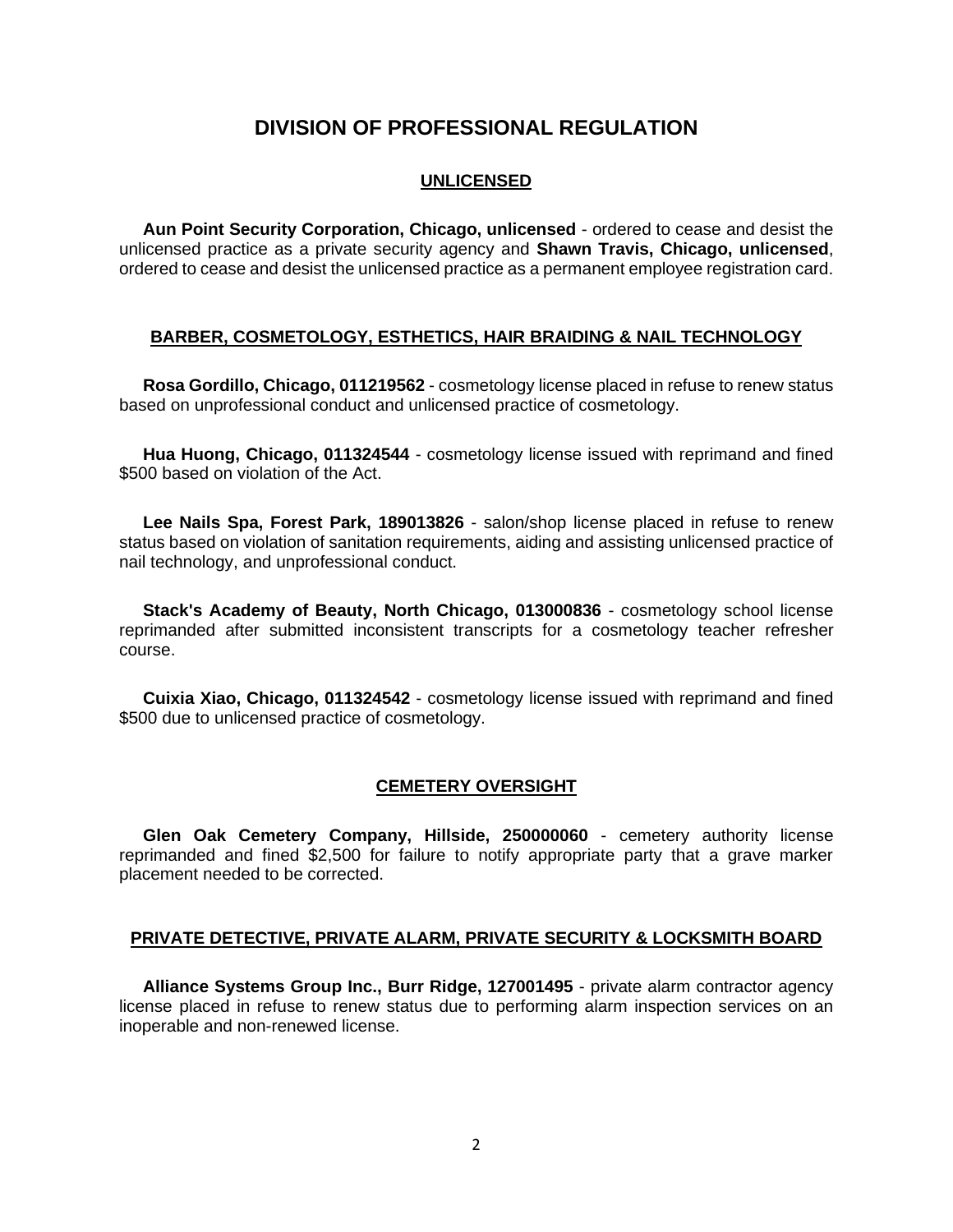# DIVISION OF PROFESSIONAL REGULATION

## UNLICENSED

**Aun Point Security Corporation, Chicago, unlicensed** - ordered to cease and desist the unlicensed practice as a private security agency and **Shawn Travis, Chicago, unlicensed**, ordered to cease and desist the unlicensed practice as a permanent employee registration card.

## BARBER, COSMETOLOGY, ESTHETICS, HAIR BRAIDING & NAIL TECHNOLOGY

**Rosa Gordillo, Chicago, 011219562** - cosmetology license placed in refuse to renew status based on unprofessional conduct and unlicensed practice of cosmetology.

**Hua Huong, Chicago, 011324544** - cosmetology license issued with reprimand and fined $500 based on violation of the Act.

**Lee Nails Spa, Forest Park, 189013826** - salon/shop license placed in refuse to renew status based on violation of sanitation requirements, aiding and assisting unlicensed practice of nail technology, and unprofessional conduct.

**Stack's Academy of Beauty, North Chicago, 013000836** - cosmetology school license reprimanded after submitted inconsistent transcripts for a cosmetology teacher refresher course.

**Cuixia Xiao, Chicago, 011324542** - cosmetology license issued with reprimand and fined $500 due to unlicensed practice of cosmetology.

## CEMETERY OVERSIGHT

**Glen Oak Cemetery Company, Hillside, 250000060** - cemetery authority license reprimanded and fined $2,500 for failure to notify appropriate party that a grave marker placement needed to be corrected.

## PRIVATE DETECTIVE, PRIVATE ALARM, PRIVATE SECURITY & LOCKSMITH BOARD

**Alliance Systems Group Inc., Burr Ridge, 127001495** - private alarm contractor agency license placed in refuse to renew status due to performing alarm inspection services on an inoperable and non-renewed license.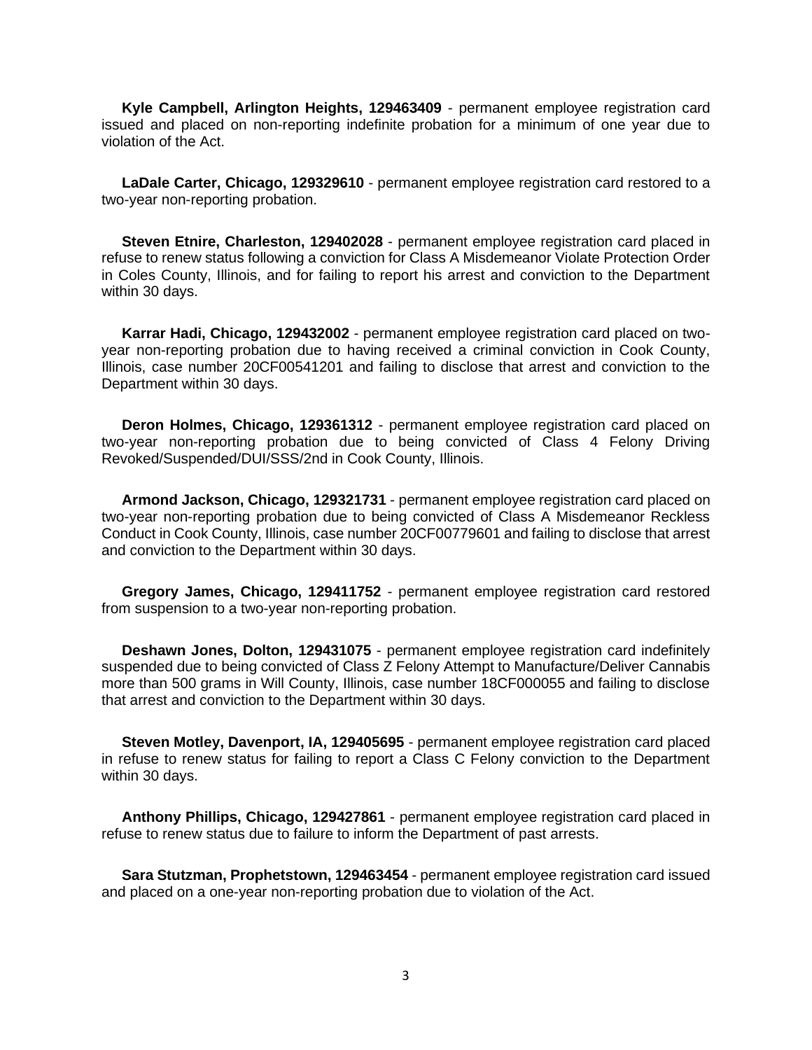**Kyle Campbell, Arlington Heights, 129463409** - permanent employee registration card issued and placed on non-reporting indefinite probation for a minimum of one year due to violation of the Act.

**LaDale Carter, Chicago, 129329610** - permanent employee registration card restored to a two-year non-reporting probation.

**Steven Etnire, Charleston, 129402028** - permanent employee registration card placed in refuse to renew status following a conviction for Class A Misdemeanor Violate Protection Order in Coles County, Illinois, and for failing to report his arrest and conviction to the Department within 30 days.

**Karrar Hadi, Chicago, 129432002** - permanent employee registration card placed on two-year non-reporting probation due to having received a criminal conviction in Cook County, Illinois, case number 20CF00541201 and failing to disclose that arrest and conviction to the Department within 30 days.

**Deron Holmes, Chicago, 129361312** - permanent employee registration card placed on two-year non-reporting probation due to being convicted of Class 4 Felony Driving Revoked/Suspended/DUI/SSS/2nd in Cook County, Illinois.

**Armond Jackson, Chicago, 129321731** - permanent employee registration card placed on two-year non-reporting probation due to being convicted of Class A Misdemeanor Reckless Conduct in Cook County, Illinois, case number 20CF00779601 and failing to disclose that arrest and conviction to the Department within 30 days.

**Gregory James, Chicago, 129411752** - permanent employee registration card restored from suspension to a two-year non-reporting probation.

**Deshawn Jones, Dolton, 129431075** - permanent employee registration card indefinitely suspended due to being convicted of Class Z Felony Attempt to Manufacture/Deliver Cannabis more than 500 grams in Will County, Illinois, case number 18CF000055 and failing to disclose that arrest and conviction to the Department within 30 days.

**Steven Motley, Davenport, IA, 129405695** - permanent employee registration card placed in refuse to renew status for failing to report a Class C Felony conviction to the Department within 30 days.

**Anthony Phillips, Chicago, 129427861** - permanent employee registration card placed in refuse to renew status due to failure to inform the Department of past arrests.

**Sara Stutzman, Prophetstown, 129463454** - permanent employee registration card issued and placed on a one-year non-reporting probation due to violation of the Act.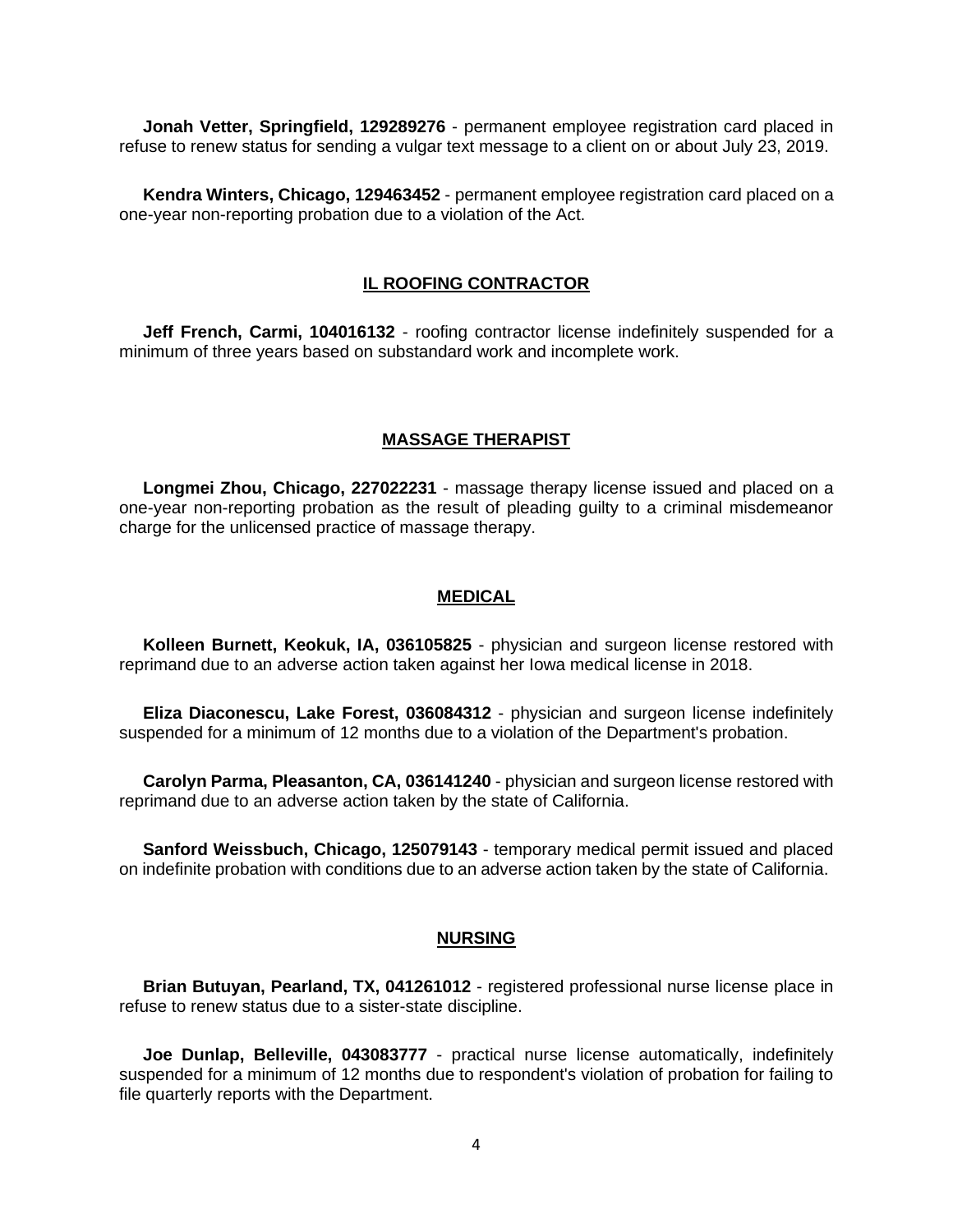**Jonah Vetter, Springfield, 129289276** - permanent employee registration card placed in refuse to renew status for sending a vulgar text message to a client on or about July 23, 2019.

**Kendra Winters, Chicago, 129463452** - permanent employee registration card placed on a one-year non-reporting probation due to a violation of the Act.

## IL ROOFING CONTRACTOR

**Jeff French, Carmi, 104016132** - roofing contractor license indefinitely suspended for a minimum of three years based on substandard work and incomplete work.

## MASSAGE THERAPIST

**Longmei Zhou, Chicago, 227022231** - massage therapy license issued and placed on a one-year non-reporting probation as the result of pleading guilty to a criminal misdemeanor charge for the unlicensed practice of massage therapy.

## MEDICAL

**Kolleen Burnett, Keokuk, IA, 036105825** - physician and surgeon license restored with reprimand due to an adverse action taken against her Iowa medical license in 2018.

**Eliza Diaconescu, Lake Forest, 036084312** - physician and surgeon license indefinitely suspended for a minimum of 12 months due to a violation of the Department's probation.

**Carolyn Parma, Pleasanton, CA, 036141240** - physician and surgeon license restored with reprimand due to an adverse action taken by the state of California.

**Sanford Weissbuch, Chicago, 125079143** - temporary medical permit issued and placed on indefinite probation with conditions due to an adverse action taken by the state of California.

## NURSING

**Brian Butuyan, Pearland, TX, 041261012** - registered professional nurse license place in refuse to renew status due to a sister-state discipline.

**Joe Dunlap, Belleville, 043083777** - practical nurse license automatically, indefinitely suspended for a minimum of 12 months due to respondent's violation of probation for failing to file quarterly reports with the Department.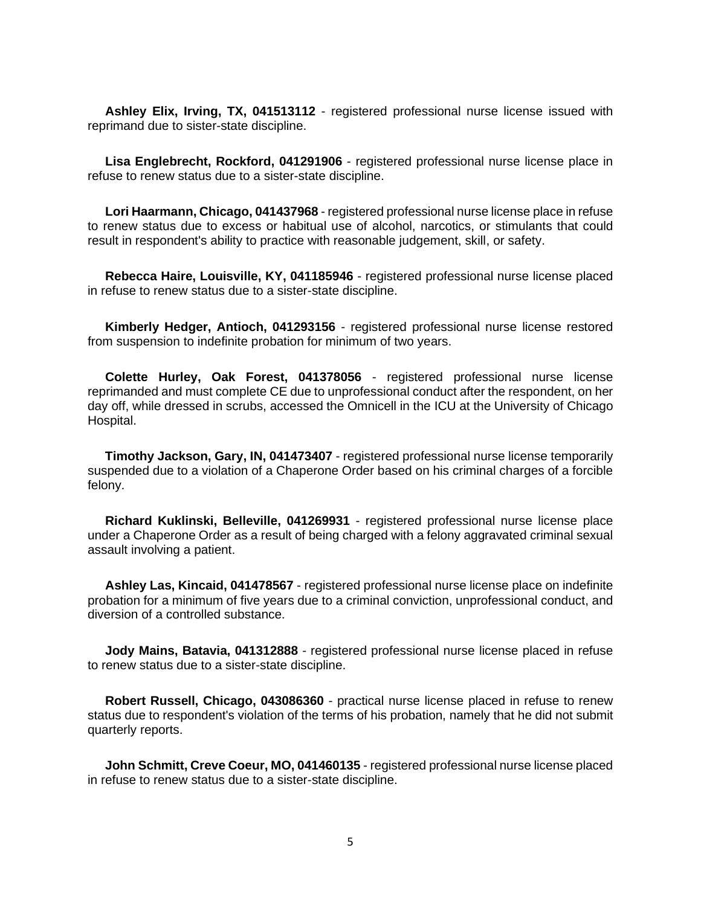**Ashley Elix, Irving, TX, 041513112** - registered professional nurse license issued with reprimand due to sister-state discipline.

**Lisa Englebrecht, Rockford, 041291906** - registered professional nurse license place in refuse to renew status due to a sister-state discipline.

**Lori Haarmann, Chicago, 041437968** - registered professional nurse license place in refuse to renew status due to excess or habitual use of alcohol, narcotics, or stimulants that could result in respondent's ability to practice with reasonable judgement, skill, or safety.

**Rebecca Haire, Louisville, KY, 041185946** - registered professional nurse license placed in refuse to renew status due to a sister-state discipline.

**Kimberly Hedger, Antioch, 041293156** - registered professional nurse license restored from suspension to indefinite probation for minimum of two years.

**Colette Hurley, Oak Forest, 041378056** - registered professional nurse license reprimanded and must complete CE due to unprofessional conduct after the respondent, on her day off, while dressed in scrubs, accessed the Omnicell in the ICU at the University of Chicago Hospital.

**Timothy Jackson, Gary, IN, 041473407** - registered professional nurse license temporarily suspended due to a violation of a Chaperone Order based on his criminal charges of a forcible felony.

**Richard Kuklinski, Belleville, 041269931** - registered professional nurse license place under a Chaperone Order as a result of being charged with a felony aggravated criminal sexual assault involving a patient.

**Ashley Las, Kincaid, 041478567** - registered professional nurse license place on indefinite probation for a minimum of five years due to a criminal conviction, unprofessional conduct, and diversion of a controlled substance.

**Jody Mains, Batavia, 041312888** - registered professional nurse license placed in refuse to renew status due to a sister-state discipline.

**Robert Russell, Chicago, 043086360** - practical nurse license placed in refuse to renew status due to respondent's violation of the terms of his probation, namely that he did not submit quarterly reports.

**John Schmitt, Creve Coeur, MO, 041460135** - registered professional nurse license placed in refuse to renew status due to a sister-state discipline.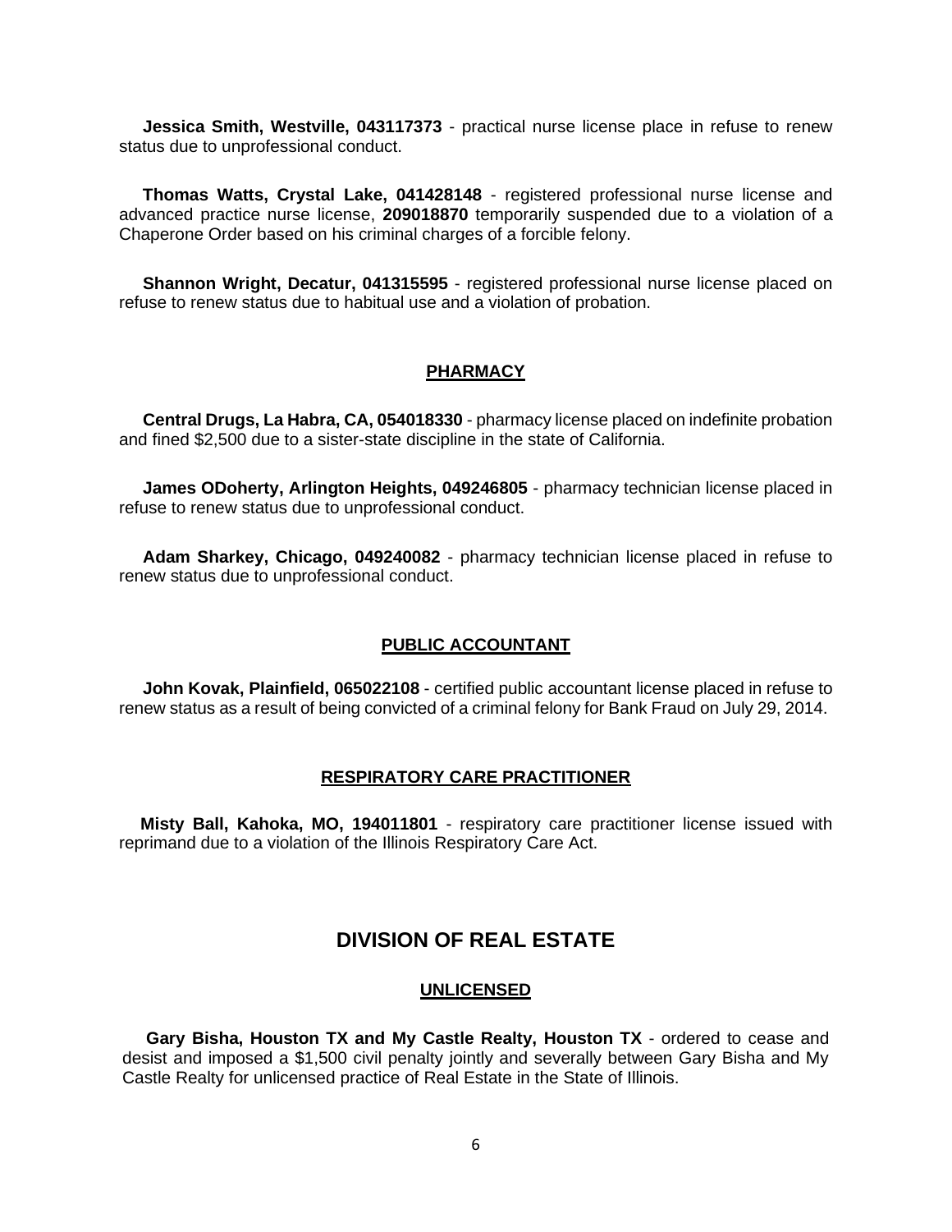**Jessica Smith, Westville, 043117373** - practical nurse license place in refuse to renew status due to unprofessional conduct.

**Thomas Watts, Crystal Lake, 041428148** - registered professional nurse license and advanced practice nurse license, **209018870** temporarily suspended due to a violation of a Chaperone Order based on his criminal charges of a forcible felony.

**Shannon Wright, Decatur, 041315595** - registered professional nurse license placed on refuse to renew status due to habitual use and a violation of probation.

### PHARMACY

**Central Drugs, La Habra, CA, 054018330** - pharmacy license placed on indefinite probation and fined $2,500 due to a sister-state discipline in the state of California.

**James ODoherty, Arlington Heights, 049246805** - pharmacy technician license placed in refuse to renew status due to unprofessional conduct.

**Adam Sharkey, Chicago, 049240082** - pharmacy technician license placed in refuse to renew status due to unprofessional conduct.

### PUBLIC ACCOUNTANT

**John Kovak, Plainfield, 065022108** - certified public accountant license placed in refuse to renew status as a result of being convicted of a criminal felony for Bank Fraud on July 29, 2014.

### RESPIRATORY CARE PRACTITIONER

**Misty Ball, Kahoka, MO, 194011801** - respiratory care practitioner license issued with reprimand due to a violation of the Illinois Respiratory Care Act.

## DIVISION OF REAL ESTATE

### UNLICENSED

**Gary Bisha, Houston TX and My Castle Realty, Houston TX** - ordered to cease and desist and imposed a $1,500 civil penalty jointly and severally between Gary Bisha and My Castle Realty for unlicensed practice of Real Estate in the State of Illinois.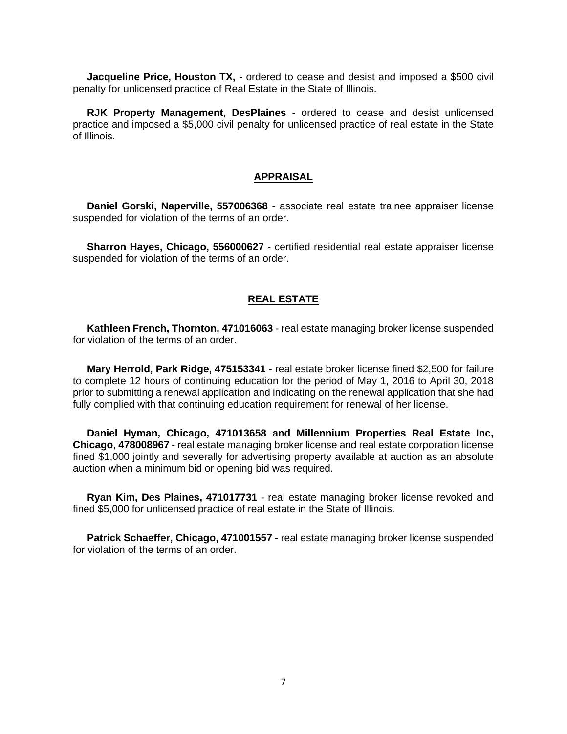**Jacqueline Price, Houston TX,** - ordered to cease and desist and imposed a $500 civil penalty for unlicensed practice of Real Estate in the State of Illinois.

**RJK Property Management, DesPlaines** - ordered to cease and desist unlicensed practice and imposed a $5,000 civil penalty for unlicensed practice of real estate in the State of Illinois.

## APPRAISAL

**Daniel Gorski, Naperville, 557006368** - associate real estate trainee appraiser license suspended for violation of the terms of an order.

**Sharron Hayes, Chicago, 556000627** - certified residential real estate appraiser license suspended for violation of the terms of an order.

## REAL ESTATE

**Kathleen French, Thornton, 471016063** - real estate managing broker license suspended for violation of the terms of an order.

**Mary Herrold, Park Ridge, 475153341** - real estate broker license fined $2,500 for failure to complete 12 hours of continuing education for the period of May 1, 2016 to April 30, 2018 prior to submitting a renewal application and indicating on the renewal application that she had fully complied with that continuing education requirement for renewal of her license.

**Daniel Hyman, Chicago, 471013658 and Millennium Properties Real Estate Inc, Chicago**, **478008967** - real estate managing broker license and real estate corporation license fined $1,000 jointly and severally for advertising property available at auction as an absolute auction when a minimum bid or opening bid was required.

**Ryan Kim, Des Plaines, 471017731** - real estate managing broker license revoked and fined $5,000 for unlicensed practice of real estate in the State of Illinois.

**Patrick Schaeffer, Chicago, 471001557** - real estate managing broker license suspended for violation of the terms of an order.